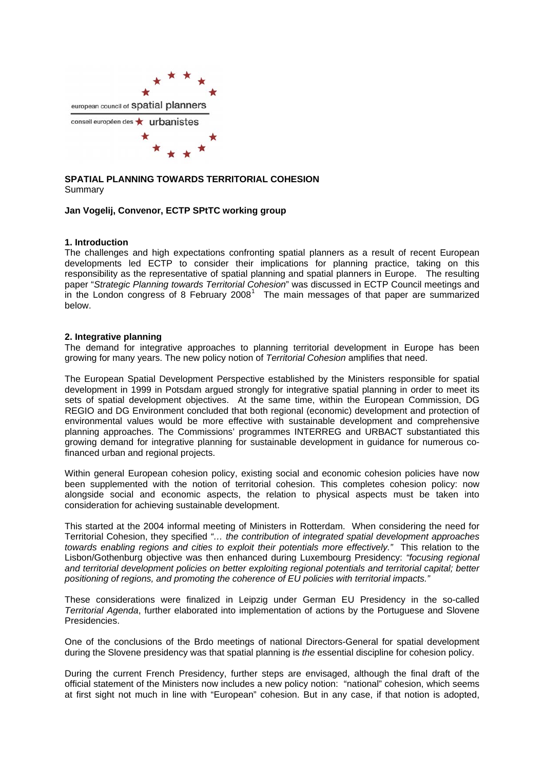european council of spatial planners

conseil européen des urbanistes

**SPATIAL PLANNING TOWARDS TERRITORIAL COHESION**
Summary

**Jan Vogelij, Convenor, ECTP SPtTC working group**

## 1. Introduction

The challenges and high expectations confronting spatial planners as a result of recent European developments led ECTP to consider their implications for planning practice, taking on this responsibility as the representative of spatial planning and spatial planners in Europe. The resulting paper "*Strategic Planning towards Territorial Cohesion*" was discussed in ECTP Council meetings and in the London congress of 8 February 2008[1] The main messages of that paper are summarized below.

## 2. Integrative planning

The demand for integrative approaches to planning territorial development in Europe has been growing for many years. The new policy notion of *Territorial Cohesion* amplifies that need.

The European Spatial Development Perspective established by the Ministers responsible for spatial development in 1999 in Potsdam argued strongly for integrative spatial planning in order to meet its sets of spatial development objectives. At the same time, within the European Commission, DG REGIO and DG Environment concluded that both regional (economic) development and protection of environmental values would be more effective with sustainable development and comprehensive planning approaches. The Commissions' programmes INTERREG and URBACT substantiated this growing demand for integrative planning for sustainable development in guidance for numerous co-financed urban and regional projects.

Within general European cohesion policy, existing social and economic cohesion policies have now been supplemented with the notion of territorial cohesion. This completes cohesion policy: now alongside social and economic aspects, the relation to physical aspects must be taken into consideration for achieving sustainable development.

This started at the 2004 informal meeting of Ministers in Rotterdam. When considering the need for Territorial Cohesion, they specified *"… the contribution of integrated spatial development approaches towards enabling regions and cities to exploit their potentials more effectively."* This relation to the Lisbon/Gothenburg objective was then enhanced during Luxembourg Presidency: *"focusing regional and territorial development policies on better exploiting regional potentials and territorial capital; better positioning of regions, and promoting the coherence of EU policies with territorial impacts."*

These considerations were finalized in Leipzig under German EU Presidency in the so-called *Territorial Agenda*, further elaborated into implementation of actions by the Portuguese and Slovene Presidencies.

One of the conclusions of the Brdo meetings of national Directors-General for spatial development during the Slovene presidency was that spatial planning is *the* essential discipline for cohesion policy.

During the current French Presidency, further steps are envisaged, although the final draft of the official statement of the Ministers now includes a new policy notion: "national" cohesion, which seems at first sight not much in line with "European" cohesion. But in any case, if that notion is adopted,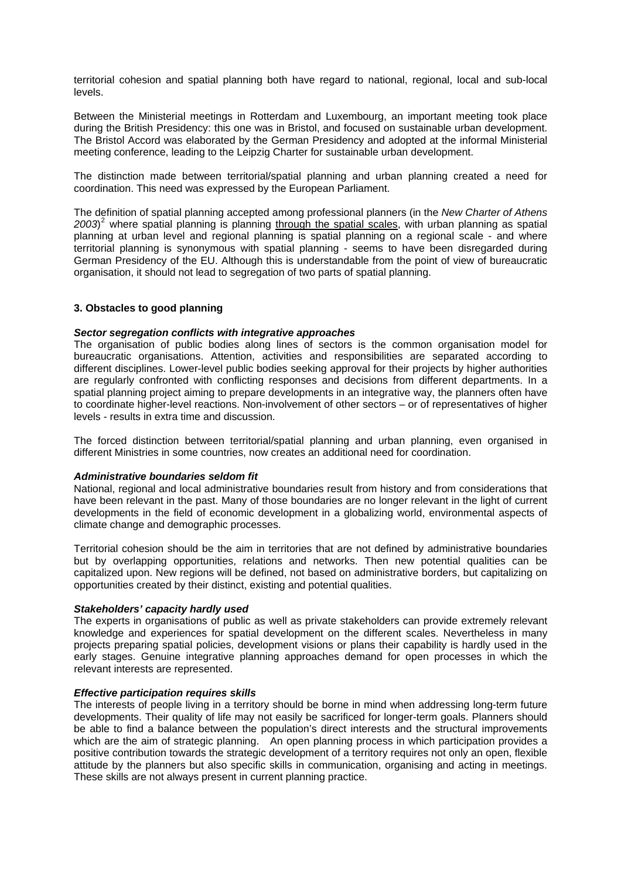territorial cohesion and spatial planning both have regard to national, regional, local and sub-local levels.

Between the Ministerial meetings in Rotterdam and Luxembourg, an important meeting took place during the British Presidency: this one was in Bristol, and focused on sustainable urban development. The Bristol Accord was elaborated by the German Presidency and adopted at the informal Ministerial meeting conference, leading to the Leipzig Charter for sustainable urban development.

The distinction made between territorial/spatial planning and urban planning created a need for coordination. This need was expressed by the European Parliament.

The definition of spatial planning accepted among professional planners (in the *New Charter of Athens 2003*)[2] where spatial planning is planning through the spatial scales, with urban planning as spatial planning at urban level and regional planning is spatial planning on a regional scale - and where territorial planning is synonymous with spatial planning - seems to have been disregarded during German Presidency of the EU. Although this is understandable from the point of view of bureaucratic organisation, it should not lead to segregation of two parts of spatial planning.

### 3. Obstacles to good planning

***Sector segregation conflicts with integrative approaches***

The organisation of public bodies along lines of sectors is the common organisation model for bureaucratic organisations. Attention, activities and responsibilities are separated according to different disciplines. Lower-level public bodies seeking approval for their projects by higher authorities are regularly confronted with conflicting responses and decisions from different departments. In a spatial planning project aiming to prepare developments in an integrative way, the planners often have to coordinate higher-level reactions. Non-involvement of other sectors – or of representatives of higher levels - results in extra time and discussion.

The forced distinction between territorial/spatial planning and urban planning, even organised in different Ministries in some countries, now creates an additional need for coordination.

***Administrative boundaries seldom fit***

National, regional and local administrative boundaries result from history and from considerations that have been relevant in the past. Many of those boundaries are no longer relevant in the light of current developments in the field of economic development in a globalizing world, environmental aspects of climate change and demographic processes.

Territorial cohesion should be the aim in territories that are not defined by administrative boundaries but by overlapping opportunities, relations and networks. Then new potential qualities can be capitalized upon. New regions will be defined, not based on administrative borders, but capitalizing on opportunities created by their distinct, existing and potential qualities.

***Stakeholders' capacity hardly used***

The experts in organisations of public as well as private stakeholders can provide extremely relevant knowledge and experiences for spatial development on the different scales. Nevertheless in many projects preparing spatial policies, development visions or plans their capability is hardly used in the early stages. Genuine integrative planning approaches demand for open processes in which the relevant interests are represented.

***Effective participation requires skills***

The interests of people living in a territory should be borne in mind when addressing long-term future developments. Their quality of life may not easily be sacrificed for longer-term goals. Planners should be able to find a balance between the population's direct interests and the structural improvements which are the aim of strategic planning. An open planning process in which participation provides a positive contribution towards the strategic development of a territory requires not only an open, flexible attitude by the planners but also specific skills in communication, organising and acting in meetings. These skills are not always present in current planning practice.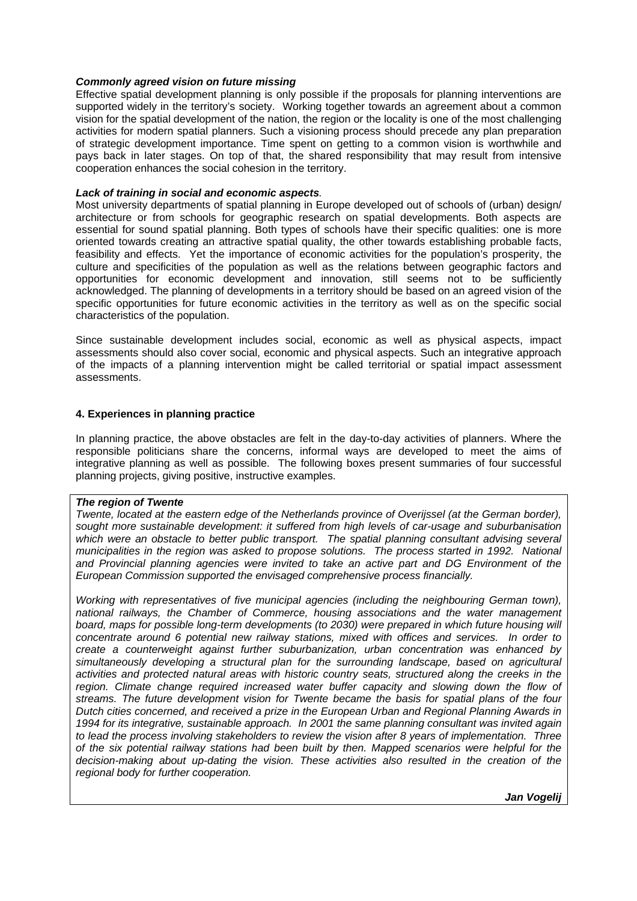***Commonly agreed vision on future missing***

Effective spatial development planning is only possible if the proposals for planning interventions are supported widely in the territory's society. Working together towards an agreement about a common vision for the spatial development of the nation, the region or the locality is one of the most challenging activities for modern spatial planners. Such a visioning process should precede any plan preparation of strategic development importance. Time spent on getting to a common vision is worthwhile and pays back in later stages. On top of that, the shared responsibility that may result from intensive cooperation enhances the social cohesion in the territory.

***Lack of training in social and economic aspects*.**

Most university departments of spatial planning in Europe developed out of schools of (urban) design/ architecture or from schools for geographic research on spatial developments. Both aspects are essential for sound spatial planning. Both types of schools have their specific qualities: one is more oriented towards creating an attractive spatial quality, the other towards establishing probable facts, feasibility and effects. Yet the importance of economic activities for the population's prosperity, the culture and specificities of the population as well as the relations between geographic factors and opportunities for economic development and innovation, still seems not to be sufficiently acknowledged. The planning of developments in a territory should be based on an agreed vision of the specific opportunities for future economic activities in the territory as well as on the specific social characteristics of the population.

Since sustainable development includes social, economic as well as physical aspects, impact assessments should also cover social, economic and physical aspects. Such an integrative approach of the impacts of a planning intervention might be called territorial or spatial impact assessment assessments.

## 4. Experiences in planning practice

In planning practice, the above obstacles are felt in the day-to-day activities of planners. Where the responsible politicians share the concerns, informal ways are developed to meet the aims of integrative planning as well as possible. The following boxes present summaries of four successful planning projects, giving positive, instructive examples.

***The region of Twente***

*Twente, located at the eastern edge of the Netherlands province of Overijssel (at the German border), sought more sustainable development: it suffered from high levels of car-usage and suburbanisation which were an obstacle to better public transport. The spatial planning consultant advising several municipalities in the region was asked to propose solutions. The process started in 1992. National and Provincial planning agencies were invited to take an active part and DG Environment of the European Commission supported the envisaged comprehensive process financially.*

*Working with representatives of five municipal agencies (including the neighbouring German town), national railways, the Chamber of Commerce, housing associations and the water management board, maps for possible long-term developments (to 2030) were prepared in which future housing will concentrate around 6 potential new railway stations, mixed with offices and services. In order to create a counterweight against further suburbanization, urban concentration was enhanced by simultaneously developing a structural plan for the surrounding landscape, based on agricultural activities and protected natural areas with historic country seats, structured along the creeks in the region. Climate change required increased water buffer capacity and slowing down the flow of streams. The future development vision for Twente became the basis for spatial plans of the four Dutch cities concerned, and received a prize in the European Urban and Regional Planning Awards in 1994 for its integrative, sustainable approach. In 2001 the same planning consultant was invited again to lead the process involving stakeholders to review the vision after 8 years of implementation. Three of the six potential railway stations had been built by then. Mapped scenarios were helpful for the decision-making about up-dating the vision. These activities also resulted in the creation of the regional body for further cooperation.*

***Jan Vogelij***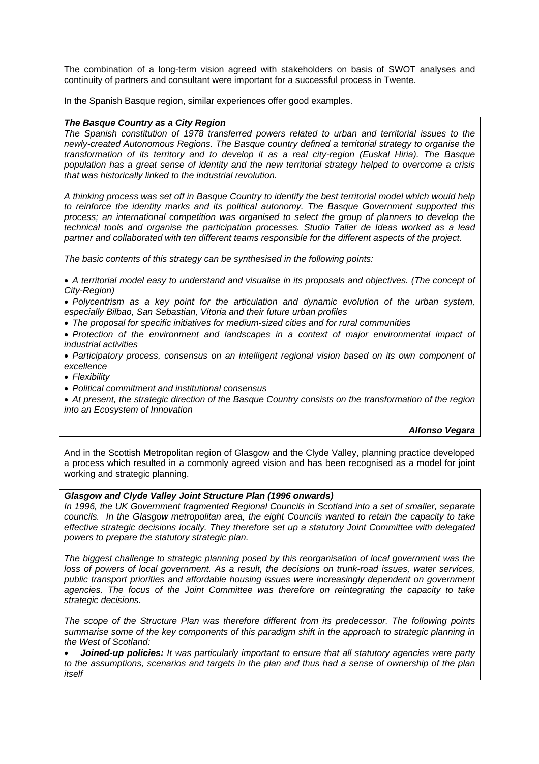The combination of a long-term vision agreed with stakeholders on basis of SWOT analyses and continuity of partners and consultant were important for a successful process in Twente.

In the Spanish Basque region, similar experiences offer good examples.

***The Basque Country as a City Region***

*The Spanish constitution of 1978 transferred powers related to urban and territorial issues to the newly-created Autonomous Regions. The Basque country defined a territorial strategy to organise the transformation of its territory and to develop it as a real city-region (Euskal Hiria). The Basque population has a great sense of identity and the new territorial strategy helped to overcome a crisis that was historically linked to the industrial revolution.*

*A thinking process was set off in Basque Country to identify the best territorial model which would help to reinforce the identity marks and its political autonomy. The Basque Government supported this process; an international competition was organised to select the group of planners to develop the technical tools and organise the participation processes. Studio Taller de Ideas worked as a lead partner and collaborated with ten different teams responsible for the different aspects of the project.*

*The basic contents of this strategy can be synthesised in the following points:*

- *A territorial model easy to understand and visualise in its proposals and objectives. (The concept of City-Region)*
- *Polycentrism as a key point for the articulation and dynamic evolution of the urban system, especially Bilbao, San Sebastian, Vitoria and their future urban profiles*
- *The proposal for specific initiatives for medium-sized cities and for rural communities*
- *Protection of the environment and landscapes in a context of major environmental impact of industrial activities*
- *Participatory process, consensus on an intelligent regional vision based on its own component of excellence*
- *Flexibility*
- *Political commitment and institutional consensus*
- *At present, the strategic direction of the Basque Country consists on the transformation of the region into an Ecosystem of Innovation*

***Alfonso Vegara***

And in the Scottish Metropolitan region of Glasgow and the Clyde Valley, planning practice developed a process which resulted in a commonly agreed vision and has been recognised as a model for joint working and strategic planning.

***Glasgow and Clyde Valley Joint Structure Plan (1996 onwards)***

*In 1996, the UK Government fragmented Regional Councils in Scotland into a set of smaller, separate councils. In the Glasgow metropolitan area, the eight Councils wanted to retain the capacity to take effective strategic decisions locally. They therefore set up a statutory Joint Committee with delegated powers to prepare the statutory strategic plan.*

*The biggest challenge to strategic planning posed by this reorganisation of local government was the loss of powers of local government. As a result, the decisions on trunk-road issues, water services, public transport priorities and affordable housing issues were increasingly dependent on government agencies. The focus of the Joint Committee was therefore on reintegrating the capacity to take strategic decisions.*

*The scope of the Structure Plan was therefore different from its predecessor. The following points summarise some of the key components of this paradigm shift in the approach to strategic planning in the West of Scotland:*

- ***Joined-up policies:*** *It was particularly important to ensure that all statutory agencies were party to the assumptions, scenarios and targets in the plan and thus had a sense of ownership of the plan itself*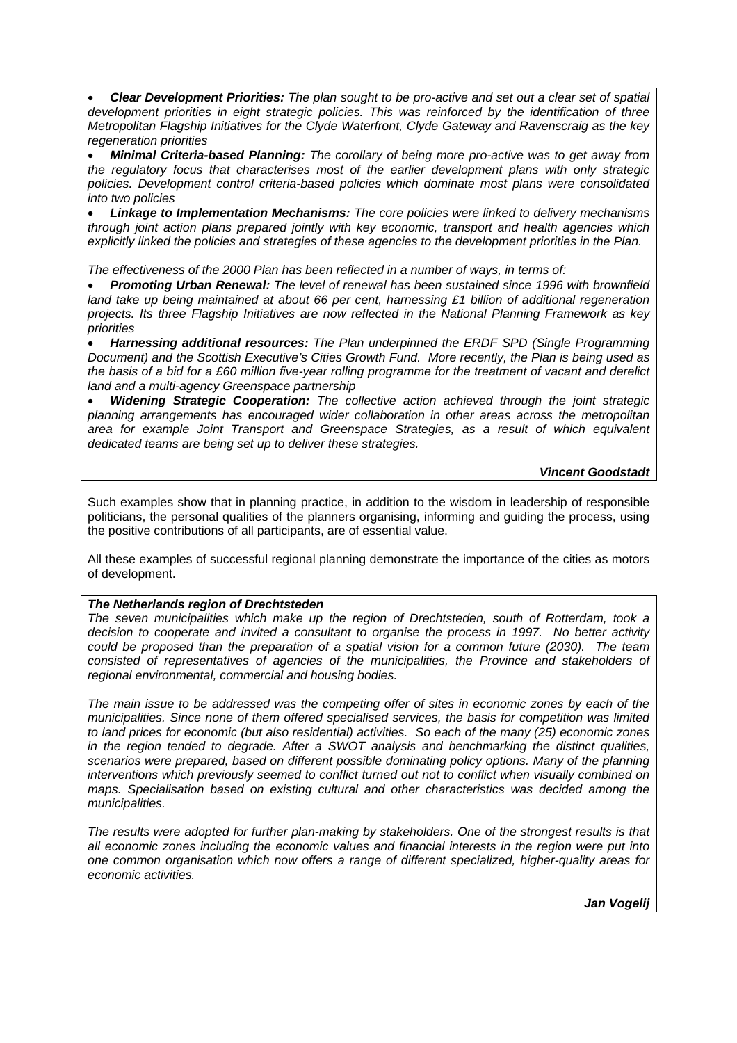- ***Clear Development Priorities:*** *The plan sought to be pro-active and set out a clear set of spatial development priorities in eight strategic policies. This was reinforced by the identification of three Metropolitan Flagship Initiatives for the Clyde Waterfront, Clyde Gateway and Ravenscraig as the key regeneration priorities*
- ***Minimal Criteria-based Planning:*** *The corollary of being more pro-active was to get away from the regulatory focus that characterises most of the earlier development plans with only strategic policies. Development control criteria-based policies which dominate most plans were consolidated into two policies*
- ***Linkage to Implementation Mechanisms:*** *The core policies were linked to delivery mechanisms through joint action plans prepared jointly with key economic, transport and health agencies which explicitly linked the policies and strategies of these agencies to the development priorities in the Plan.*

*The effectiveness of the 2000 Plan has been reflected in a number of ways, in terms of:*

- ***Promoting Urban Renewal:*** *The level of renewal has been sustained since 1996 with brownfield land take up being maintained at about 66 per cent, harnessing £1 billion of additional regeneration projects. Its three Flagship Initiatives are now reflected in the National Planning Framework as key priorities*
- ***Harnessing additional resources:*** *The Plan underpinned the ERDF SPD (Single Programming Document) and the Scottish Executive's Cities Growth Fund. More recently, the Plan is being used as the basis of a bid for a £60 million five-year rolling programme for the treatment of vacant and derelict land and a multi-agency Greenspace partnership*
- ***Widening Strategic Cooperation:*** *The collective action achieved through the joint strategic planning arrangements has encouraged wider collaboration in other areas across the metropolitan area for example Joint Transport and Greenspace Strategies, as a result of which equivalent dedicated teams are being set up to deliver these strategies.*

***Vincent Goodstadt***

Such examples show that in planning practice, in addition to the wisdom in leadership of responsible politicians, the personal qualities of the planners organising, informing and guiding the process, using the positive contributions of all participants, are of essential value.

All these examples of successful regional planning demonstrate the importance of the cities as motors of development.

***The Netherlands region of Drechtsteden***

*The seven municipalities which make up the region of Drechtsteden, south of Rotterdam, took a decision to cooperate and invited a consultant to organise the process in 1997. No better activity could be proposed than the preparation of a spatial vision for a common future (2030). The team consisted of representatives of agencies of the municipalities, the Province and stakeholders of regional environmental, commercial and housing bodies.*

*The main issue to be addressed was the competing offer of sites in economic zones by each of the municipalities. Since none of them offered specialised services, the basis for competition was limited to land prices for economic (but also residential) activities. So each of the many (25) economic zones in the region tended to degrade. After a SWOT analysis and benchmarking the distinct qualities, scenarios were prepared, based on different possible dominating policy options. Many of the planning interventions which previously seemed to conflict turned out not to conflict when visually combined on maps. Specialisation based on existing cultural and other characteristics was decided among the municipalities.*

*The results were adopted for further plan-making by stakeholders. One of the strongest results is that all economic zones including the economic values and financial interests in the region were put into one common organisation which now offers a range of different specialized, higher-quality areas for economic activities.*

***Jan Vogelij***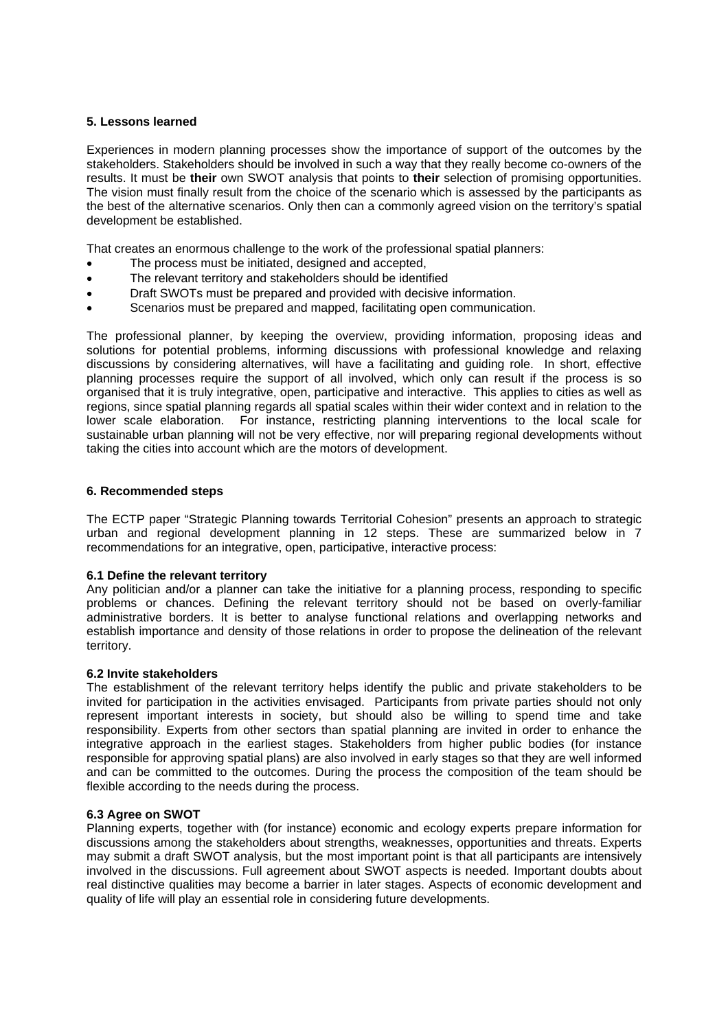## 5. Lessons learned

Experiences in modern planning processes show the importance of support of the outcomes by the stakeholders. Stakeholders should be involved in such a way that they really become co-owners of the results. It must be **their** own SWOT analysis that points to **their** selection of promising opportunities. The vision must finally result from the choice of the scenario which is assessed by the participants as the best of the alternative scenarios. Only then can a commonly agreed vision on the territory's spatial development be established.

That creates an enormous challenge to the work of the professional spatial planners:

- The process must be initiated, designed and accepted,
- The relevant territory and stakeholders should be identified
- Draft SWOTs must be prepared and provided with decisive information.
- Scenarios must be prepared and mapped, facilitating open communication.

The professional planner, by keeping the overview, providing information, proposing ideas and solutions for potential problems, informing discussions with professional knowledge and relaxing discussions by considering alternatives, will have a facilitating and guiding role. In short, effective planning processes require the support of all involved, which only can result if the process is so organised that it is truly integrative, open, participative and interactive. This applies to cities as well as regions, since spatial planning regards all spatial scales within their wider context and in relation to the lower scale elaboration. For instance, restricting planning interventions to the local scale for sustainable urban planning will not be very effective, nor will preparing regional developments without taking the cities into account which are the motors of development.

## 6. Recommended steps

The ECTP paper "Strategic Planning towards Territorial Cohesion" presents an approach to strategic urban and regional development planning in 12 steps. These are summarized below in 7 recommendations for an integrative, open, participative, interactive process:

### 6.1 Define the relevant territory

Any politician and/or a planner can take the initiative for a planning process, responding to specific problems or chances. Defining the relevant territory should not be based on overly-familiar administrative borders. It is better to analyse functional relations and overlapping networks and establish importance and density of those relations in order to propose the delineation of the relevant territory.

### 6.2 Invite stakeholders

The establishment of the relevant territory helps identify the public and private stakeholders to be invited for participation in the activities envisaged. Participants from private parties should not only represent important interests in society, but should also be willing to spend time and take responsibility. Experts from other sectors than spatial planning are invited in order to enhance the integrative approach in the earliest stages. Stakeholders from higher public bodies (for instance responsible for approving spatial plans) are also involved in early stages so that they are well informed and can be committed to the outcomes. During the process the composition of the team should be flexible according to the needs during the process.

### 6.3 Agree on SWOT

Planning experts, together with (for instance) economic and ecology experts prepare information for discussions among the stakeholders about strengths, weaknesses, opportunities and threats. Experts may submit a draft SWOT analysis, but the most important point is that all participants are intensively involved in the discussions. Full agreement about SWOT aspects is needed. Important doubts about real distinctive qualities may become a barrier in later stages. Aspects of economic development and quality of life will play an essential role in considering future developments.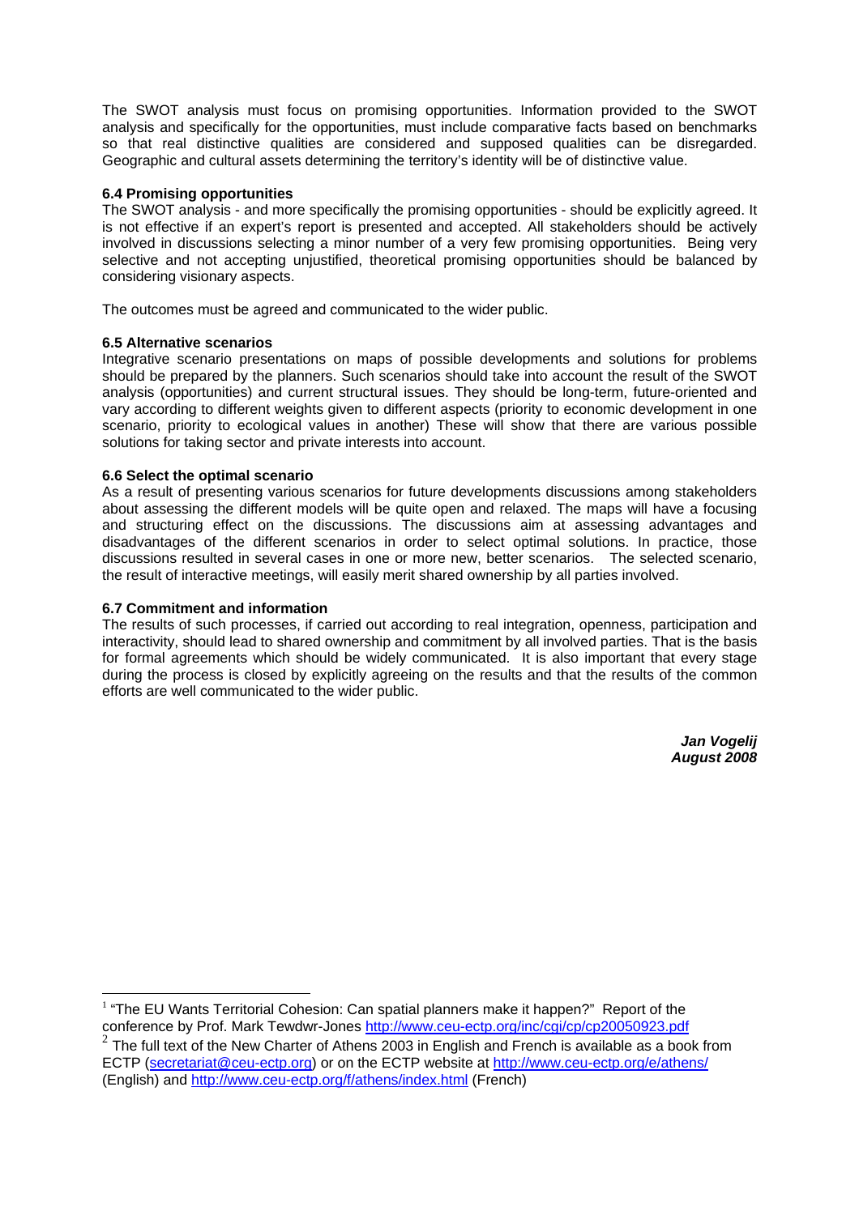The SWOT analysis must focus on promising opportunities. Information provided to the SWOT analysis and specifically for the opportunities, must include comparative facts based on benchmarks so that real distinctive qualities are considered and supposed qualities can be disregarded. Geographic and cultural assets determining the territory's identity will be of distinctive value.

### 6.4 Promising opportunities

The SWOT analysis - and more specifically the promising opportunities - should be explicitly agreed. It is not effective if an expert's report is presented and accepted. All stakeholders should be actively involved in discussions selecting a minor number of a very few promising opportunities. Being very selective and not accepting unjustified, theoretical promising opportunities should be balanced by considering visionary aspects.

The outcomes must be agreed and communicated to the wider public.

### 6.5 Alternative scenarios

Integrative scenario presentations on maps of possible developments and solutions for problems should be prepared by the planners. Such scenarios should take into account the result of the SWOT analysis (opportunities) and current structural issues. They should be long-term, future-oriented and vary according to different weights given to different aspects (priority to economic development in one scenario, priority to ecological values in another) These will show that there are various possible solutions for taking sector and private interests into account.

### 6.6 Select the optimal scenario

As a result of presenting various scenarios for future developments discussions among stakeholders about assessing the different models will be quite open and relaxed. The maps will have a focusing and structuring effect on the discussions. The discussions aim at assessing advantages and disadvantages of the different scenarios in order to select optimal solutions. In practice, those discussions resulted in several cases in one or more new, better scenarios. The selected scenario, the result of interactive meetings, will easily merit shared ownership by all parties involved.

### 6.7 Commitment and information

The results of such processes, if carried out according to real integration, openness, participation and interactivity, should lead to shared ownership and commitment by all involved parties. That is the basis for formal agreements which should be widely communicated. It is also important that every stage during the process is closed by explicitly agreeing on the results and that the results of the common efforts are well communicated to the wider public.

***Jan Vogelij***
***August 2008***

---

[1] "The EU Wants Territorial Cohesion: Can spatial planners make it happen?" Report of the conference by Prof. Mark Tewdwr-Jones http://www.ceu-ectp.org/inc/cgi/cp/cp20050923.pdf

[2] The full text of the New Charter of Athens 2003 in English and French is available as a book from ECTP (secretariat@ceu-ectp.org) or on the ECTP website at http://www.ceu-ectp.org/e/athens/ (English) and http://www.ceu-ectp.org/f/athens/index.html (French)